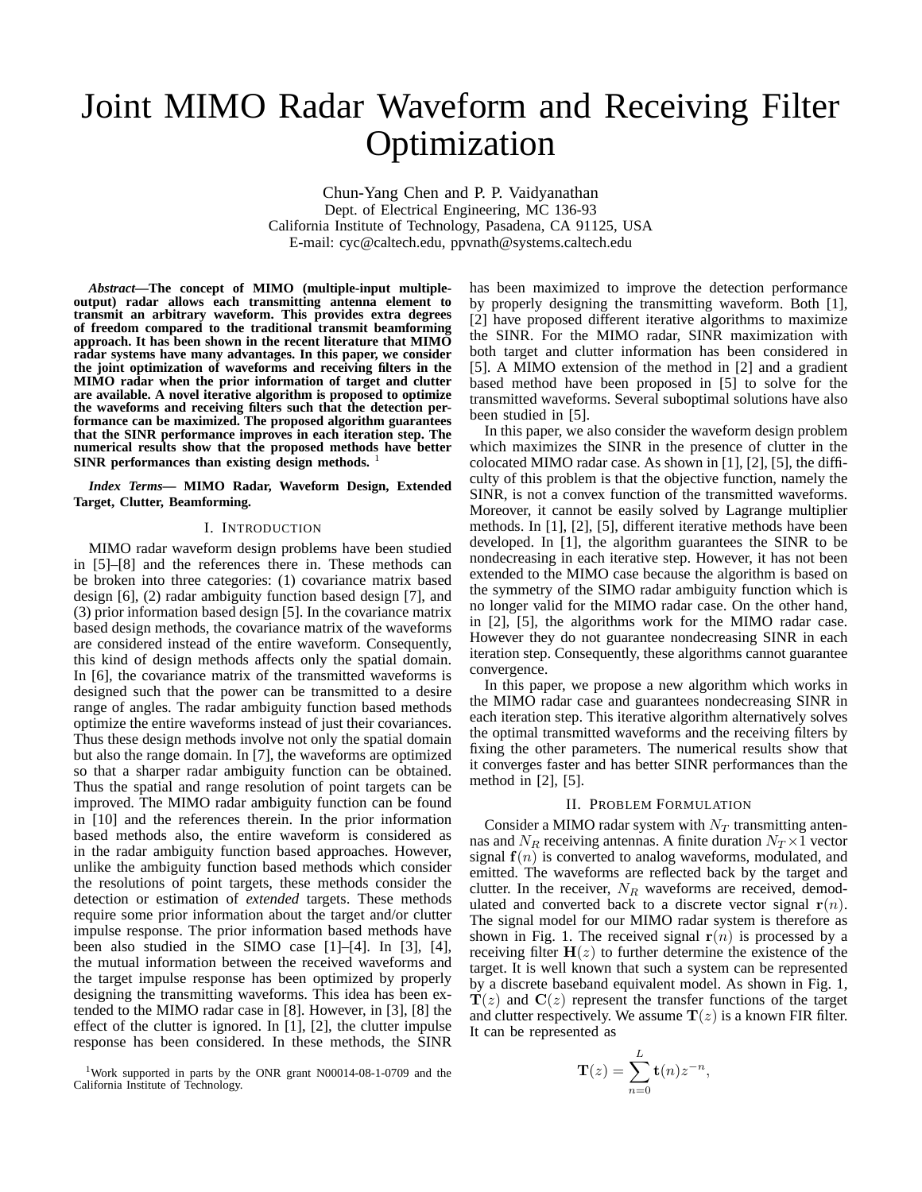# Joint MIMO Radar Waveform and Receiving Filter Optimization

Chun-Yang Chen and P. P. Vaidyanathan
Dept. of Electrical Engineering, MC 136-93
California Institute of Technology, Pasadena, CA 91125, USA
E-mail: cyc@caltech.edu, ppvnath@systems.caltech.edu

***Abstract*—The concept of MIMO (multiple-input multiple-output) radar allows each transmitting antenna element to transmit an arbitrary waveform. This provides extra degrees of freedom compared to the traditional transmit beamforming approach. It has been shown in the recent literature that MIMO radar systems have many advantages. In this paper, we consider the joint optimization of waveforms and receiving filters in the MIMO radar when the prior information of target and clutter are available. A novel iterative algorithm is proposed to optimize the waveforms and receiving filters such that the detection performance can be maximized. The proposed algorithm guarantees that the SINR performance improves in each iteration step. The numerical results show that the proposed methods have better SINR performances than existing design methods.** [1]

***Index Terms*— MIMO Radar, Waveform Design, Extended Target, Clutter, Beamforming.**

## I. Introduction

MIMO radar waveform design problems have been studied in [5]–[8] and the references there in. These methods can be broken into three categories: (1) covariance matrix based design [6], (2) radar ambiguity function based design [7], and (3) prior information based design [5]. In the covariance matrix based design methods, the covariance matrix of the waveforms are considered instead of the entire waveform. Consequently, this kind of design methods affects only the spatial domain. In [6], the covariance matrix of the transmitted waveforms is designed such that the power can be transmitted to a desire range of angles. The radar ambiguity function based methods optimize the entire waveforms instead of just their covariances. Thus these design methods involve not only the spatial domain but also the range domain. In [7], the waveforms are optimized so that a sharper radar ambiguity function can be obtained. Thus the spatial and range resolution of point targets can be improved. The MIMO radar ambiguity function can be found in [10] and the references therein. In the prior information based methods also, the entire waveform is considered as in the radar ambiguity function based approaches. However, unlike the ambiguity function based methods which consider the resolutions of point targets, these methods consider the detection or estimation of *extended* targets. These methods require some prior information about the target and/or clutter impulse response. The prior information based methods have been also studied in the SIMO case [1]–[4]. In [3], [4], the mutual information between the received waveforms and the target impulse response has been optimized by properly designing the transmitting waveforms. This idea has been extended to the MIMO radar case in [8]. However, in [3], [8] the effect of the clutter is ignored. In [1], [2], the clutter impulse response has been considered. In these methods, the SINR has been maximized to improve the detection performance by properly designing the transmitting waveform. Both [1], [2] have proposed different iterative algorithms to maximize the SINR. For the MIMO radar, SINR maximization with both target and clutter information has been considered in [5]. A MIMO extension of the method in [2] and a gradient based method have been proposed in [5] to solve for the transmitted waveforms. Several suboptimal solutions have also been studied in [5].

In this paper, we also consider the waveform design problem which maximizes the SINR in the presence of clutter in the colocated MIMO radar case. As shown in [1], [2], [5], the difficulty of this problem is that the objective function, namely the SINR, is not a convex function of the transmitted waveforms. Moreover, it cannot be easily solved by Lagrange multiplier methods. In [1], [2], [5], different iterative methods have been developed. In [1], the algorithm guarantees the SINR to be nondecreasing in each iterative step. However, it has not been extended to the MIMO case because the algorithm is based on the symmetry of the SIMO radar ambiguity function which is no longer valid for the MIMO radar case. On the other hand, in [2], [5], the algorithms work for the MIMO radar case. However they do not guarantee nondecreasing SINR in each iteration step. Consequently, these algorithms cannot guarantee convergence.

In this paper, we propose a new algorithm which works in the MIMO radar case and guarantees nondecreasing SINR in each iteration step. This iterative algorithm alternatively solves the optimal transmitted waveforms and the receiving filters by fixing the other parameters. The numerical results show that it converges faster and has better SINR performances than the method in [2], [5].

## II. Problem Formulation

Consider a MIMO radar system with $N_T$ transmitting antennas and $N_R$ receiving antennas. A finite duration $N_T \times 1$ vector signal $\mathbf{f}(n)$ is converted to analog waveforms, modulated, and emitted. The waveforms are reflected back by the target and clutter. In the receiver, $N_R$ waveforms are received, demodulated and converted back to a discrete vector signal $\mathbf{r}(n)$. The signal model for our MIMO radar system is therefore as shown in Fig. 1. The received signal $\mathbf{r}(n)$ is processed by a receiving filter $\mathbf{H}(z)$ to further determine the existence of the target. It is well known that such a system can be represented by a discrete baseband equivalent model. As shown in Fig. 1, $\mathbf{T}(z)$ and $\mathbf{C}(z)$ represent the transfer functions of the target and clutter respectively. We assume $\mathbf{T}(z)$ is a known FIR filter. It can be represented as

$$\mathbf{T}(z) = \sum_{n=0}^{L} \mathbf{t}(n) z^{-n},$$

[1] Work supported in parts by the ONR grant N00014-08-1-0709 and the California Institute of Technology.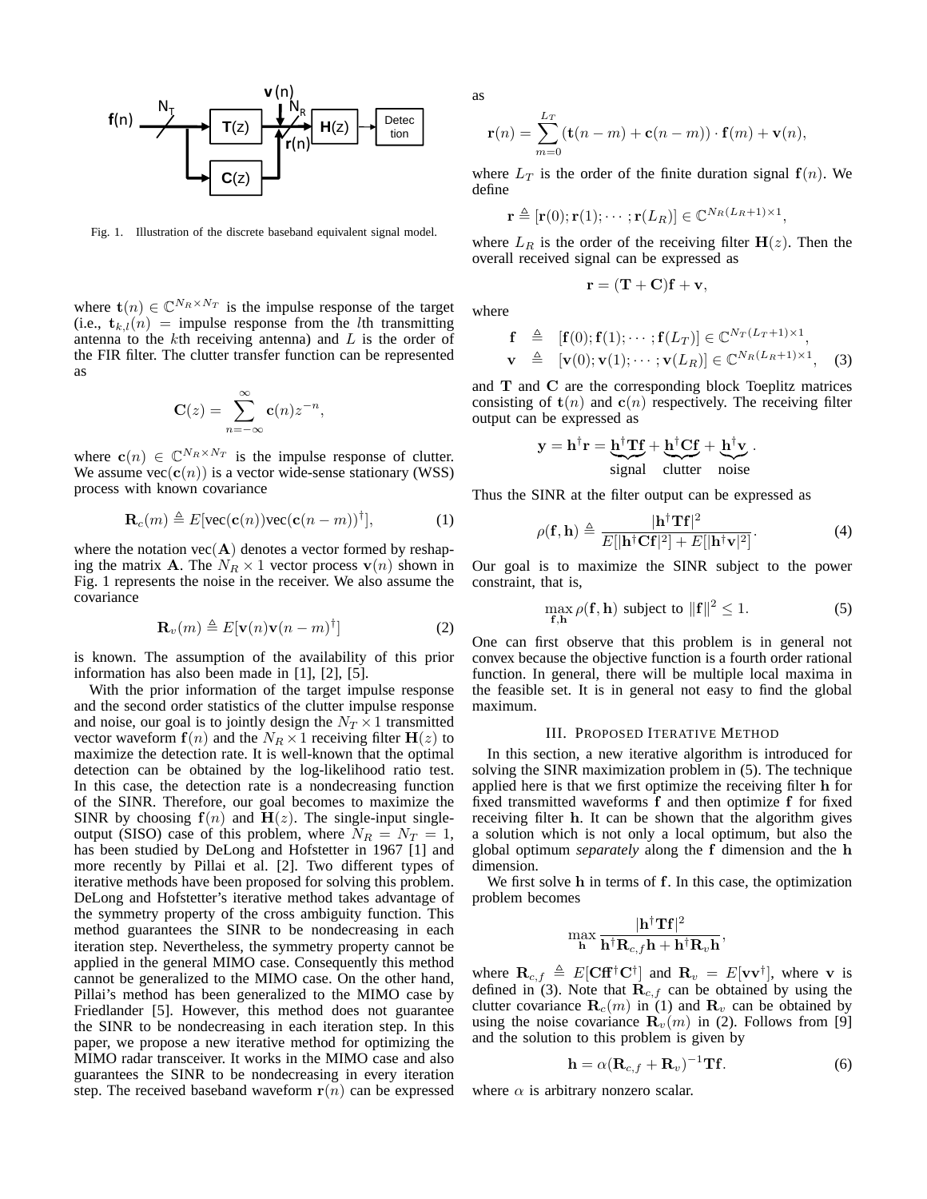Fig. 1. Illustration of the discrete baseband equivalent signal model.

where $\mathbf{t}(n) \in \mathbb{C}^{N_R \times N_T}$ is the impulse response of the target (i.e., $\mathbf{t}_{k,l}(n)$ = impulse response from the $l$th transmitting antenna to the $k$th receiving antenna) and $L$ is the order of the FIR filter. The clutter transfer function can be represented as

$$\mathbf{C}(z) = \sum_{n=-\infty}^{\infty} \mathbf{c}(n) z^{-n},$$

where $\mathbf{c}(n) \in \mathbb{C}^{N_R \times N_T}$ is the impulse response of clutter. We assume $\text{vec}(\mathbf{c}(n))$ is a vector wide-sense stationary (WSS) process with known covariance

$$\mathbf{R}_c(m) \triangleq E[\text{vec}(\mathbf{c}(n))\text{vec}(\mathbf{c}(n-m))^\dagger], \tag{1}$$

where the notation $\text{vec}(\mathbf{A})$ denotes a vector formed by reshaping the matrix $\mathbf{A}$. The $N_R \times 1$ vector process $\mathbf{v}(n)$ shown in Fig. 1 represents the noise in the receiver. We also assume the covariance

$$\mathbf{R}_v(m) \triangleq E[\mathbf{v}(n)\mathbf{v}(n-m)^\dagger] \tag{2}$$

is known. The assumption of the availability of this prior information has also been made in [1], [2], [5].

With the prior information of the target impulse response and the second order statistics of the clutter impulse response and noise, our goal is to jointly design the $N_T \times 1$ transmitted vector waveform $\mathbf{f}(n)$ and the $N_R \times 1$ receiving filter $\mathbf{H}(z)$ to maximize the detection rate. It is well-known that the optimal detection can be obtained by the log-likelihood ratio test. In this case, the detection rate is a nondecreasing function of the SINR. Therefore, our goal becomes to maximize the SINR by choosing $\mathbf{f}(n)$ and $\mathbf{H}(z)$. The single-input single-output (SISO) case of this problem, where $N_R = N_T = 1$, has been studied by DeLong and Hofstetter in 1967 [1] and more recently by Pillai et al. [2]. Two different types of iterative methods have been proposed for solving this problem. DeLong and Hofstetter's iterative method takes advantage of the symmetry property of the cross ambiguity function. This method guarantees the SINR to be nondecreasing in each iteration step. Nevertheless, the symmetry property cannot be applied in the general MIMO case. Consequently this method cannot be generalized to the MIMO case. On the other hand, Pillai's method has been generalized to the MIMO case by Friedlander [5]. However, this method does not guarantee the SINR to be nondecreasing in each iteration step. In this paper, we propose a new iterative method for optimizing the MIMO radar transceiver. It works in the MIMO case and also guarantees the SINR to be nondecreasing in every iteration step. The received baseband waveform $\mathbf{r}(n)$ can be expressed as

$$\mathbf{r}(n) = \sum_{m=0}^{L_T} (\mathbf{t}(n-m) + \mathbf{c}(n-m)) \cdot \mathbf{f}(m) + \mathbf{v}(n),$$

where $L_T$ is the order of the finite duration signal $\mathbf{f}(n)$. We define

$$\mathbf{r} \triangleq [\mathbf{r}(0); \mathbf{r}(1); \cdots; \mathbf{r}(L_R)] \in \mathbb{C}^{N_R(L_R+1)\times 1},$$

where $L_R$ is the order of the receiving filter $\mathbf{H}(z)$. Then the overall received signal can be expressed as

$$\mathbf{r} = (\mathbf{T} + \mathbf{C})\mathbf{f} + \mathbf{v},$$

where

$$\begin{aligned} \mathbf{f} &\triangleq [\mathbf{f}(0); \mathbf{f}(1); \cdots; \mathbf{f}(L_T)] \in \mathbb{C}^{N_T(L_T+1)\times 1}, \\ \mathbf{v} &\triangleq [\mathbf{v}(0); \mathbf{v}(1); \cdots; \mathbf{v}(L_R)] \in \mathbb{C}^{N_R(L_R+1)\times 1}, \end{aligned} \tag{3}$$

and $\mathbf{T}$ and $\mathbf{C}$ are the corresponding block Toeplitz matrices consisting of $\mathbf{t}(n)$ and $\mathbf{c}(n)$ respectively. The receiving filter output can be expressed as

$$\mathbf{y} = \mathbf{h}^\dagger \mathbf{r} = \underbrace{\mathbf{h}^\dagger \mathbf{T}\mathbf{f}}_{\text{signal}} + \underbrace{\mathbf{h}^\dagger \mathbf{C}\mathbf{f}}_{\text{clutter}} + \underbrace{\mathbf{h}^\dagger \mathbf{v}}_{\text{noise}}.$$

Thus the SINR at the filter output can be expressed as

$$\rho(\mathbf{f}, \mathbf{h}) \triangleq \frac{|\mathbf{h}^\dagger \mathbf{T}\mathbf{f}|^2}{E[|\mathbf{h}^\dagger \mathbf{C}\mathbf{f}|^2] + E[|\mathbf{h}^\dagger \mathbf{v}|^2]}. \tag{4}$$

Our goal is to maximize the SINR subject to the power constraint, that is,

$$\max_{\mathbf{f},\mathbf{h}} \rho(\mathbf{f}, \mathbf{h}) \text{ subject to } \|\mathbf{f}\|^2 \leq 1. \tag{5}$$

One can first observe that this problem is in general not convex because the objective function is a fourth order rational function. In general, there will be multiple local maxima in the feasible set. It is in general not easy to find the global maximum.

## III. Proposed Iterative Method

In this section, a new iterative algorithm is introduced for solving the SINR maximization problem in (5). The technique applied here is that we first optimize the receiving filter $\mathbf{h}$ for fixed transmitted waveforms $\mathbf{f}$ and then optimize $\mathbf{f}$ for fixed receiving filter $\mathbf{h}$. It can be shown that the algorithm gives a solution which is not only a local optimum, but also the global optimum *separately* along the $\mathbf{f}$ dimension and the $\mathbf{h}$ dimension.

We first solve $\mathbf{h}$ in terms of $\mathbf{f}$. In this case, the optimization problem becomes

$$\max_{\mathbf{h}} \frac{|\mathbf{h}^\dagger \mathbf{T}\mathbf{f}|^2}{\mathbf{h}^\dagger \mathbf{R}_{c,f}\mathbf{h} + \mathbf{h}^\dagger \mathbf{R}_v \mathbf{h}},$$

where $\mathbf{R}_{c,f} \triangleq E[\mathbf{C}\mathbf{f}\mathbf{f}^\dagger \mathbf{C}^\dagger]$ and $\mathbf{R}_v = E[\mathbf{v}\mathbf{v}^\dagger]$, where $\mathbf{v}$ is defined in (3). Note that $\mathbf{R}_{c,f}$ can be obtained by using the clutter covariance $\mathbf{R}_c(m)$ in (1) and $\mathbf{R}_v$ can be obtained by using the noise covariance $\mathbf{R}_v(m)$ in (2). Follows from [9] and the solution to this problem is given by

$$\mathbf{h} = \alpha(\mathbf{R}_{c,f} + \mathbf{R}_v)^{-1}\mathbf{T}\mathbf{f}. \tag{6}$$

where $\alpha$ is arbitrary nonzero scalar.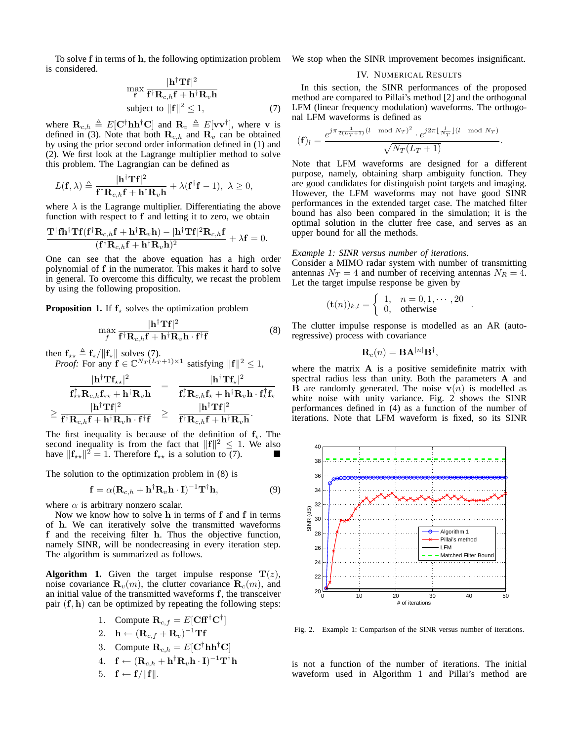To solve $\mathbf{f}$ in terms of $\mathbf{h}$, the following optimization problem is considered.

$$\max_{\mathbf{f}} \frac{|\mathbf{h}^\dagger \mathbf{T}\mathbf{f}|^2}{\mathbf{f}^\dagger \mathbf{R}_{c,h}\mathbf{f} + \mathbf{h}^\dagger \mathbf{R}_v \mathbf{h}}$$
$$\text{subject to } \|\mathbf{f}\|^2 \leq 1, \quad (7)$$

where $\mathbf{R}_{c,h} \triangleq E[\mathbf{C}^\dagger \mathbf{h}\mathbf{h}^\dagger \mathbf{C}]$ and $\mathbf{R}_v \triangleq E[\mathbf{v}\mathbf{v}^\dagger]$, where $\mathbf{v}$ is defined in (3). Note that both $\mathbf{R}_{c,h}$ and $\mathbf{R}_v$ can be obtained by using the prior second order information defined in (1) and (2). We first look at the Lagrange multiplier method to solve this problem. The Lagrangian can be defined as

$$L(\mathbf{f}, \lambda) \triangleq \frac{|\mathbf{h}^\dagger \mathbf{T}\mathbf{f}|^2}{\mathbf{f}^\dagger \mathbf{R}_{c,h}\mathbf{f} + \mathbf{h}^\dagger \mathbf{R}_v \mathbf{h}} + \lambda(\mathbf{f}^\dagger \mathbf{f} - 1), \ \lambda \geq 0,$$

where $\lambda$ is the Lagrange multiplier. Differentiating the above function with respect to $\mathbf{f}$ and letting it to zero, we obtain

$$\frac{\mathbf{T}^\dagger \mathbf{f}\mathbf{h}^\dagger \mathbf{T}\mathbf{f}(\mathbf{f}^\dagger \mathbf{R}_{c,h}\mathbf{f} + \mathbf{h}^\dagger \mathbf{R}_v \mathbf{h}) - |\mathbf{h}^\dagger \mathbf{T}\mathbf{f}|^2 \mathbf{R}_{c,h}\mathbf{f}}{(\mathbf{f}^\dagger \mathbf{R}_{c,h}\mathbf{f} + \mathbf{h}^\dagger \mathbf{R}_v \mathbf{h})^2} + \lambda \mathbf{f} = 0.$$

One can see that the above equation has a high order polynomial of $\mathbf{f}$ in the numerator. This makes it hard to solve in general. To overcome this difficulty, we recast the problem by using the following proposition.

**Proposition 1.** If $\mathbf{f}_\star$ solves the optimization problem

$$\max_{f} \frac{|\mathbf{h}^\dagger \mathbf{T}\mathbf{f}|^2}{\mathbf{f}^\dagger \mathbf{R}_{c,h}\mathbf{f} + \mathbf{h}^\dagger \mathbf{R}_v \mathbf{h} \cdot \mathbf{f}^\dagger \mathbf{f}} \quad (8)$$

then $\mathbf{f}_{\star\star} \triangleq \mathbf{f}_\star / \|\mathbf{f}_\star\|$ solves (7).

*Proof:* For any $\mathbf{f} \in \mathbb{C}^{N_T(L_T+1)\times 1}$ satisfying $\|\mathbf{f}\|^2 \leq 1$,

$$\begin{aligned}
\frac{|\mathbf{h}^\dagger \mathbf{T}\mathbf{f}_{\star\star}|^2}{\mathbf{f}_{\star\star}^\dagger \mathbf{R}_{c,h}\mathbf{f}_{\star\star} + \mathbf{h}^\dagger \mathbf{R}_v \mathbf{h}} &= \frac{|\mathbf{h}^\dagger \mathbf{T}\mathbf{f}_\star|^2}{\mathbf{f}_\star^\dagger \mathbf{R}_{c,h}\mathbf{f}_\star + \mathbf{h}^\dagger \mathbf{R}_v \mathbf{h} \cdot \mathbf{f}_\star^\dagger \mathbf{f}_\star} \\
\geq \frac{|\mathbf{h}^\dagger \mathbf{T}\mathbf{f}|^2}{\mathbf{f}^\dagger \mathbf{R}_{c,h}\mathbf{f} + \mathbf{h}^\dagger \mathbf{R}_v \mathbf{h} \cdot \mathbf{f}^\dagger \mathbf{f}} &\geq \frac{|\mathbf{h}^\dagger \mathbf{T}\mathbf{f}|^2}{\mathbf{f}^\dagger \mathbf{R}_{c,h}\mathbf{f} + \mathbf{h}^\dagger \mathbf{R}_v \mathbf{h}}.
\end{aligned}$$

The first inequality is because of the definition of $\mathbf{f}_\star$. The second inequality is from the fact that $\|\mathbf{f}\|^2 \leq 1$. We also have $\|\mathbf{f}_{\star\star}\|^2 = 1$. Therefore $\mathbf{f}_{\star\star}$ is a solution to (7). ■

The solution to the optimization problem in (8) is

$$\mathbf{f} = \alpha(\mathbf{R}_{c,h} + \mathbf{h}^\dagger \mathbf{R}_v \mathbf{h} \cdot \mathbf{I})^{-1} \mathbf{T}^\dagger \mathbf{h}, \quad (9)$$

where $\alpha$ is arbitrary nonzero scalar.

Now we know how to solve $\mathbf{h}$ in terms of $\mathbf{f}$ and $\mathbf{f}$ in terms of $\mathbf{h}$. We can iteratively solve the transmitted waveforms $\mathbf{f}$ and the receiving filter $\mathbf{h}$. Thus the objective function, namely SINR, will be nondecreasing in every iteration step. The algorithm is summarized as follows.

**Algorithm 1.** Given the target impulse response $\mathbf{T}(z)$, noise covariance $\mathbf{R}_v(m)$, the clutter covariance $\mathbf{R}_c(m)$, and an initial value of the transmitted waveforms $\mathbf{f}$, the transceiver pair $(\mathbf{f}, \mathbf{h})$ can be optimized by repeating the following steps:

1. Compute $\mathbf{R}_{c,f} = E[\mathbf{C}\mathbf{f}\mathbf{f}^\dagger \mathbf{C}^\dagger]$
2. $\mathbf{h} \leftarrow (\mathbf{R}_{c,f} + \mathbf{R}_v)^{-1} \mathbf{T}\mathbf{f}$
3. Compute $\mathbf{R}_{c,h} = E[\mathbf{C}^\dagger \mathbf{h}\mathbf{h}^\dagger \mathbf{C}]$
4. $\mathbf{f} \leftarrow (\mathbf{R}_{c,h} + \mathbf{h}^\dagger \mathbf{R}_v \mathbf{h} \cdot \mathbf{I})^{-1} \mathbf{T}^\dagger \mathbf{h}$
5. $\mathbf{f} \leftarrow \mathbf{f}/\|\mathbf{f}\|$.

We stop when the SINR improvement becomes insignificant.

# IV. Numerical Results

In this section, the SINR performances of the proposed method are compared to Pillai's method [2] and the orthogonal LFM (linear frequency modulation) waveforms. The orthogonal LFM waveforms is defined as

$$(\mathbf{f})_l = \frac{e^{j\pi \frac{1}{2(L_T+1)}(l \mod N_T)^2} \cdot e^{j2\pi \lfloor \frac{l}{N_T} \rfloor (l \mod N_T)}}{\sqrt{N_T(L_T+1)}}.$$

Note that LFM waveforms are designed for a different purpose, namely, obtaining sharp ambiguity function. They are good candidates for distinguish point targets and imaging. However, the LFM waveforms may not have good SINR performances in the extended target case. The matched filter bound has also been compared in the simulation; it is the optimal solution in the clutter free case, and serves as an upper bound for all the methods.

*Example 1: SINR versus number of iterations.*
Consider a MIMO radar system with number of transmitting antennas $N_T = 4$ and number of receiving antennas $N_R = 4$. Let the target impulse response be given by

$$(\mathbf{t}(n))_{k,l} = \begin{cases} 1, & n = 0, 1, \cdots, 20 \\ 0, & \text{otherwise} \end{cases}.$$

The clutter impulse response is modelled as an AR (auto-regressive) process with covariance

$$\mathbf{R}_c(n) = \mathbf{B}\mathbf{A}^{|n|}\mathbf{B}^\dagger,$$

where the matrix $\mathbf{A}$ is a positive semidefinite matrix with spectral radius less than unity. Both the parameters $\mathbf{A}$ and $\mathbf{B}$ are randomly generated. The noise $\mathbf{v}(n)$ is modelled as white noise with unity variance. Fig. 2 shows the SINR performances defined in (4) as a function of the number of iterations. Note that LFM waveform is fixed, so its SINR is not a function of the number of iterations. The initial waveform used in Algorithm 1 and Pillai's method are

Fig. 2. Example 1: Comparison of the SINR versus number of iterations.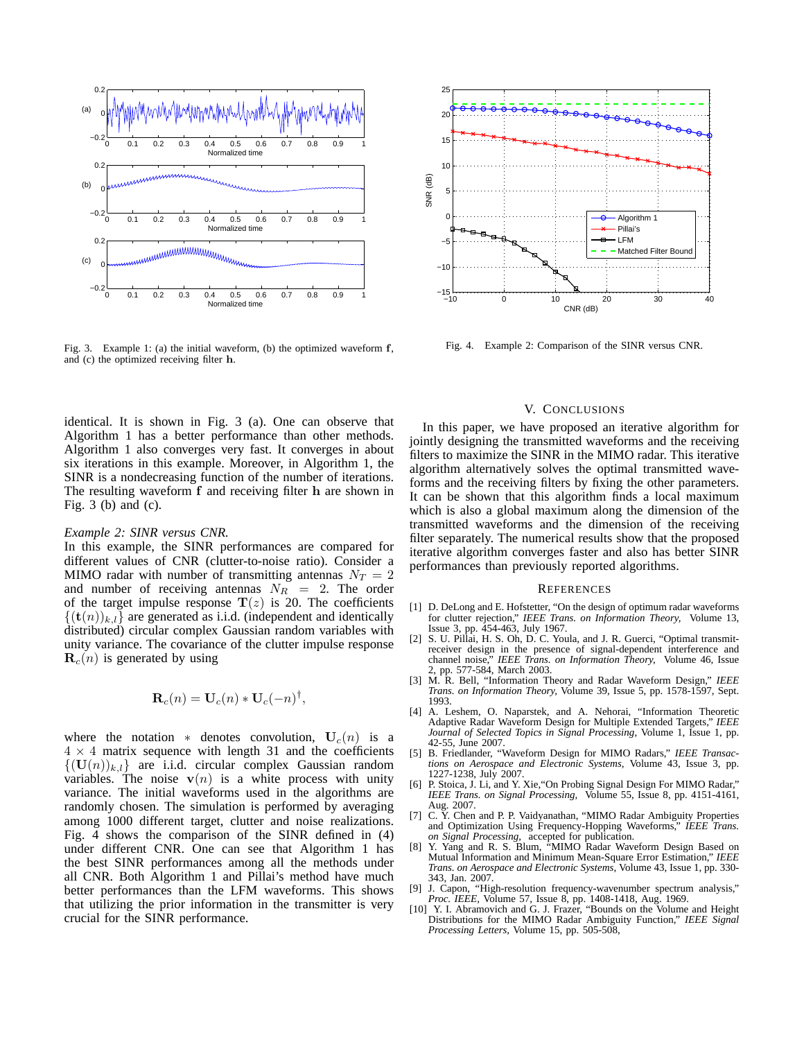(a)
0.2
0
−0.2
0 0.1 0.2 0.3 0.4 0.5 0.6 0.7 0.8 0.9 1
Normalized time

(b)
0.2
0
−0.2
0 0.1 0.2 0.3 0.4 0.5 0.6 0.7 0.8 0.9 1
Normalized time

(c)
0.2
0
−0.2
0 0.1 0.2 0.3 0.4 0.5 0.6 0.7 0.8 0.9 1
Normalized time

Fig. 3. Example 1: (a) the initial waveform, (b) the optimized waveform $\mathbf{f}$, and (c) the optimized receiving filter $\mathbf{h}$.

SNR (dB)
25
20
15
10
5
0
−5
−10
−15
−10 0 10 20 30 40
CNR (dB)

Algorithm 1
Pillai's
LFM
Matched Filter Bound

Fig. 4. Example 2: Comparison of the SINR versus CNR.

identical. It is shown in Fig. 3 (a). One can observe that Algorithm 1 has a better performance than other methods. Algorithm 1 also converges very fast. It converges in about six iterations in this example. Moreover, in Algorithm 1, the SINR is a nondecreasing function of the number of iterations. The resulting waveform $\mathbf{f}$ and receiving filter $\mathbf{h}$ are shown in Fig. 3 (b) and (c).

*Example 2: SINR versus CNR.*

In this example, the SINR performances are compared for different values of CNR (clutter-to-noise ratio). Consider a MIMO radar with number of transmitting antennas $N_T = 2$ and number of receiving antennas $N_R = 2$. The order of the target impulse response $\mathbf{T}(z)$ is 20. The coefficients $\{(\mathbf{t}(n))_{k,l}\}$ are generated as i.i.d. (independent and identically distributed) circular complex Gaussian random variables with unity variance. The covariance of the clutter impulse response $\mathbf{R}_c(n)$ is generated by using

$$\mathbf{R}_c(n) = \mathbf{U}_c(n) * \mathbf{U}_c(-n)^{\dagger},$$

where the notation $*$ denotes convolution, $\mathbf{U}_c(n)$ is a $4 \times 4$ matrix sequence with length 31 and the coefficients $\{(\mathbf{U}(n))_{k,l}\}$ are i.i.d. circular complex Gaussian random variables. The noise $\mathbf{v}(n)$ is a white process with unity variance. The initial waveforms used in the algorithms are randomly chosen. The simulation is performed by averaging among 1000 different target, clutter and noise realizations. Fig. 4 shows the comparison of the SINR defined in (4) under different CNR. One can see that Algorithm 1 has the best SINR performances among all the methods under all CNR. Both Algorithm 1 and Pillai's method have much better performances than the LFM waveforms. This shows that utilizing the prior information in the transmitter is very crucial for the SINR performance.

## V. Conclusions

In this paper, we have proposed an iterative algorithm for jointly designing the transmitted waveforms and the receiving filters to maximize the SINR in the MIMO radar. This iterative algorithm alternatively solves the optimal transmitted waveforms and the receiving filters by fixing the other parameters. It can be shown that this algorithm finds a local maximum which is also a global maximum along the dimension of the transmitted waveforms and the dimension of the receiving filter separately. The numerical results show that the proposed iterative algorithm converges faster and also has better SINR performances than previously reported algorithms.

## References

[1] D. DeLong and E. Hofstetter, "On the design of optimum radar waveforms for clutter rejection," *IEEE Trans. on Information Theory*, Volume 13, Issue 3, pp. 454-463, July 1967.

[2] S. U. Pillai, H. S. Oh, D. C. Youla, and J. R. Guerci, "Optimal transmit-receiver design in the presence of signal-dependent interference and channel noise," *IEEE Trans. on Information Theory*, Volume 46, Issue 2, pp. 577-584, March 2003.

[3] M. R. Bell, "Information Theory and Radar Waveform Design," *IEEE Trans. on Information Theory*, Volume 39, Issue 5, pp. 1578-1597, Sept. 1993.

[4] A. Leshem, O. Naparstek, and A. Nehorai, "Information Theoretic Adaptive Radar Waveform Design for Multiple Extended Targets," *IEEE Journal of Selected Topics in Signal Processing*, Volume 1, Issue 1, pp. 42-55, June 2007.

[5] B. Friedlander, "Waveform Design for MIMO Radars," *IEEE Transactions on Aerospace and Electronic Systems*, Volume 43, Issue 3, pp. 1227-1238, July 2007.

[6] P. Stoica, J. Li, and Y. Xie,"On Probing Signal Design For MIMO Radar," *IEEE Trans. on Signal Processing*, Volume 55, Issue 8, pp. 4151-4161, Aug. 2007.

[7] C. Y. Chen and P. P. Vaidyanathan, "MIMO Radar Ambiguity Properties and Optimization Using Frequency-Hopping Waveforms," *IEEE Trans. on Signal Processing*, accepted for publication.

[8] Y. Yang and R. S. Blum, "MIMO Radar Waveform Design Based on Mutual Information and Minimum Mean-Square Error Estimation," *IEEE Trans. on Aerospace and Electronic Systems*, Volume 43, Issue 1, pp. 330-343, Jan. 2007.

[9] J. Capon, "High-resolution frequency-wavenumber spectrum analysis," *Proc. IEEE*, Volume 57, Issue 8, pp. 1408-1418, Aug. 1969.

[10] Y. I. Abramovich and G. J. Frazer, "Bounds on the Volume and Height Distributions for the MIMO Radar Ambiguity Function," *IEEE Signal Processing Letters*, Volume 15, pp. 505-508,